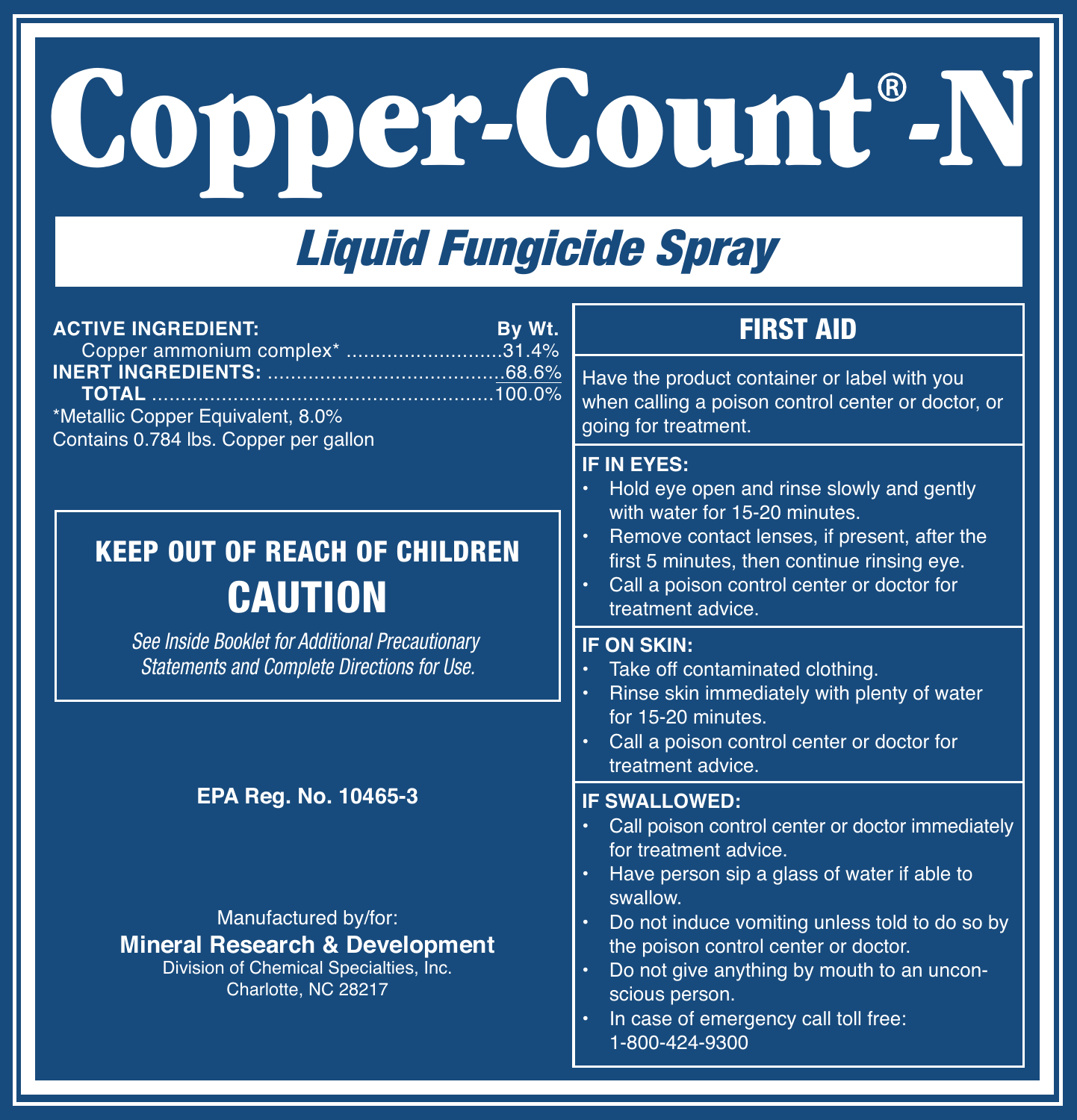# Copper-Count®-N

## *Liquid Fungicide Spray*

| | |
|---|---|
| **ACTIVE INGREDIENT:** | **By Wt.** |
| Copper ammonium complex* | 31.4% |
| **INERT INGREDIENTS:** | 68.6% |
| **TOTAL** | 100.0% |

*Metallic Copper Equivalent, 8.0%
Contains 0.784 lbs. Copper per gallon

**KEEP OUT OF REACH OF CHILDREN**

**CAUTION**

*See Inside Booklet for Additional Precautionary Statements and Complete Directions for Use.*

**EPA Reg. No. 10465-3**

Manufactured by/for:
**Mineral Research & Development**
Division of Chemical Specialties, Inc.
Charlotte, NC 28217

## FIRST AID

Have the product container or label with you when calling a poison control center or doctor, or going for treatment.

**IF IN EYES:**

- Hold eye open and rinse slowly and gently with water for 15-20 minutes.
- Remove contact lenses, if present, after the first 5 minutes, then continue rinsing eye.
- Call a poison control center or doctor for treatment advice.

**IF ON SKIN:**

- Take off contaminated clothing.
- Rinse skin immediately with plenty of water for 15-20 minutes.
- Call a poison control center or doctor for treatment advice.

**IF SWALLOWED:**

- Call poison control center or doctor immediately for treatment advice.
- Have person sip a glass of water if able to swallow.
- Do not induce vomiting unless told to do so by the poison control center or doctor.
- Do not give anything by mouth to an unconscious person.
- In case of emergency call toll free: 1-800-424-9300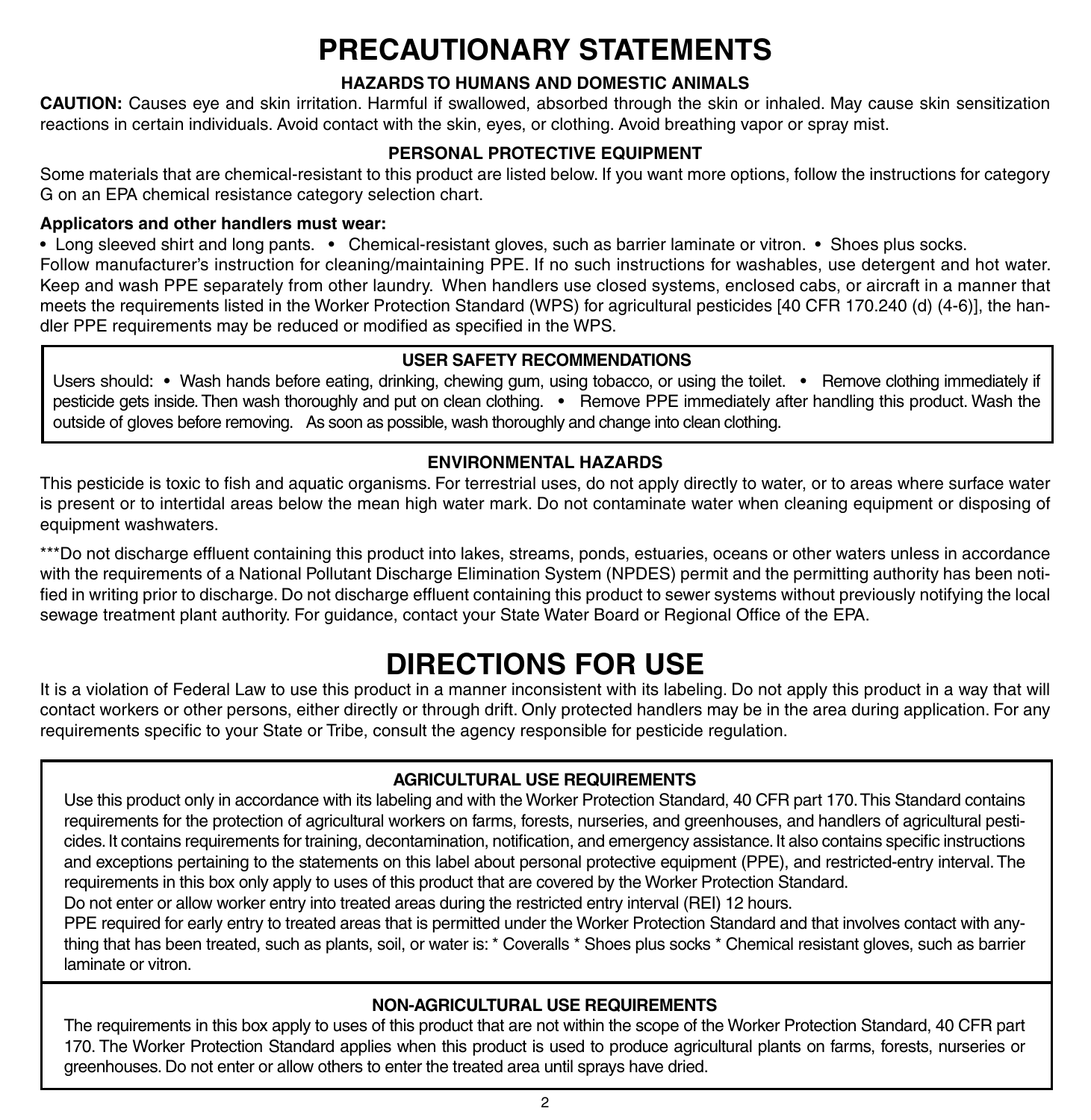# PRECAUTIONARY STATEMENTS

### HAZARDS TO HUMANS AND DOMESTIC ANIMALS

**CAUTION:** Causes eye and skin irritation. Harmful if swallowed, absorbed through the skin or inhaled. May cause skin sensitization reactions in certain individuals. Avoid contact with the skin, eyes, or clothing. Avoid breathing vapor or spray mist.

### PERSONAL PROTECTIVE EQUIPMENT

Some materials that are chemical-resistant to this product are listed below. If you want more options, follow the instructions for category G on an EPA chemical resistance category selection chart.

**Applicators and other handlers must wear:**

• Long sleeved shirt and long pants. • Chemical-resistant gloves, such as barrier laminate or vitron. • Shoes plus socks.

Follow manufacturer's instruction for cleaning/maintaining PPE. If no such instructions for washables, use detergent and hot water. Keep and wash PPE separately from other laundry. When handlers use closed systems, enclosed cabs, or aircraft in a manner that meets the requirements listed in the Worker Protection Standard (WPS) for agricultural pesticides [40 CFR 170.240 (d) (4-6)], the handler PPE requirements may be reduced or modified as specified in the WPS.

### USER SAFETY RECOMMENDATIONS

Users should: • Wash hands before eating, drinking, chewing gum, using tobacco, or using the toilet. • Remove clothing immediately if pesticide gets inside. Then wash thoroughly and put on clean clothing. • Remove PPE immediately after handling this product. Wash the outside of gloves before removing. As soon as possible, wash thoroughly and change into clean clothing.

### ENVIRONMENTAL HAZARDS

This pesticide is toxic to fish and aquatic organisms. For terrestrial uses, do not apply directly to water, or to areas where surface water is present or to intertidal areas below the mean high water mark. Do not contaminate water when cleaning equipment or disposing of equipment washwaters.

***Do not discharge effluent containing this product into lakes, streams, ponds, estuaries, oceans or other waters unless in accordance with the requirements of a National Pollutant Discharge Elimination System (NPDES) permit and the permitting authority has been notified in writing prior to discharge. Do not discharge effluent containing this product to sewer systems without previously notifying the local sewage treatment plant authority. For guidance, contact your State Water Board or Regional Office of the EPA.

# DIRECTIONS FOR USE

It is a violation of Federal Law to use this product in a manner inconsistent with its labeling. Do not apply this product in a way that will contact workers or other persons, either directly or through drift. Only protected handlers may be in the area during application. For any requirements specific to your State or Tribe, consult the agency responsible for pesticide regulation.

### AGRICULTURAL USE REQUIREMENTS

Use this product only in accordance with its labeling and with the Worker Protection Standard, 40 CFR part 170. This Standard contains requirements for the protection of agricultural workers on farms, forests, nurseries, and greenhouses, and handlers of agricultural pesticides. It contains requirements for training, decontamination, notification, and emergency assistance. It also contains specific instructions and exceptions pertaining to the statements on this label about personal protective equipment (PPE), and restricted-entry interval. The requirements in this box only apply to uses of this product that are covered by the Worker Protection Standard.

Do not enter or allow worker entry into treated areas during the restricted entry interval (REI) 12 hours.

PPE required for early entry to treated areas that is permitted under the Worker Protection Standard and that involves contact with anything that has been treated, such as plants, soil, or water is: * Coveralls * Shoes plus socks * Chemical resistant gloves, such as barrier laminate or vitron.

### NON-AGRICULTURAL USE REQUIREMENTS

The requirements in this box apply to uses of this product that are not within the scope of the Worker Protection Standard, 40 CFR part 170. The Worker Protection Standard applies when this product is used to produce agricultural plants on farms, forests, nurseries or greenhouses. Do not enter or allow others to enter the treated area until sprays have dried.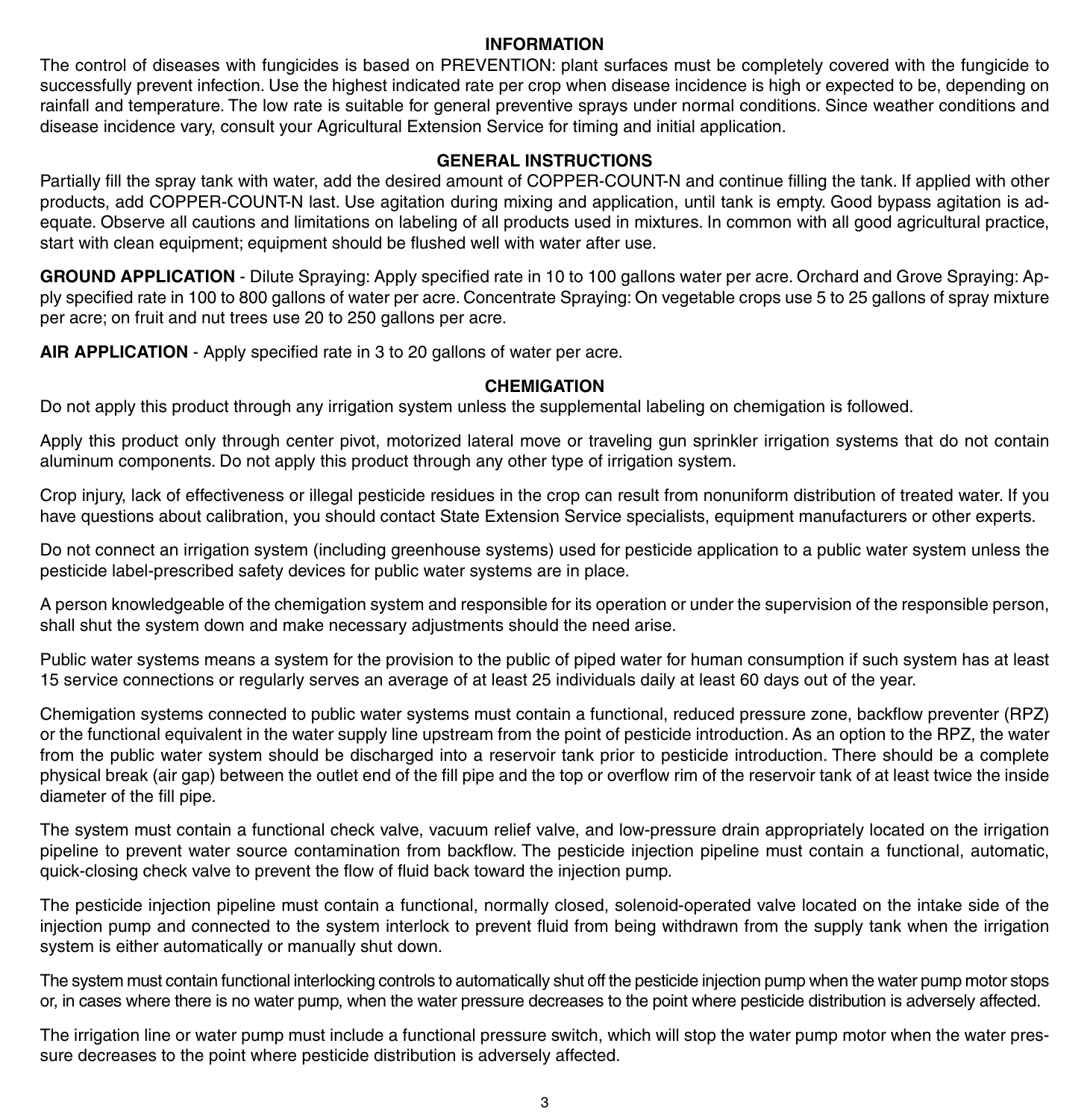## INFORMATION

The control of diseases with fungicides is based on PREVENTION: plant surfaces must be completely covered with the fungicide to successfully prevent infection. Use the highest indicated rate per crop when disease incidence is high or expected to be, depending on rainfall and temperature. The low rate is suitable for general preventive sprays under normal conditions. Since weather conditions and disease incidence vary, consult your Agricultural Extension Service for timing and initial application.

## GENERAL INSTRUCTIONS

Partially fill the spray tank with water, add the desired amount of COPPER-COUNT-N and continue filling the tank. If applied with other products, add COPPER-COUNT-N last. Use agitation during mixing and application, until tank is empty. Good bypass agitation is adequate. Observe all cautions and limitations on labeling of all products used in mixtures. In common with all good agricultural practice, start with clean equipment; equipment should be flushed well with water after use.

**GROUND APPLICATION** - Dilute Spraying: Apply specified rate in 10 to 100 gallons water per acre. Orchard and Grove Spraying: Apply specified rate in 100 to 800 gallons of water per acre. Concentrate Spraying: On vegetable crops use 5 to 25 gallons of spray mixture per acre; on fruit and nut trees use 20 to 250 gallons per acre.

**AIR APPLICATION** - Apply specified rate in 3 to 20 gallons of water per acre.

## CHEMIGATION

Do not apply this product through any irrigation system unless the supplemental labeling on chemigation is followed.

Apply this product only through center pivot, motorized lateral move or traveling gun sprinkler irrigation systems that do not contain aluminum components. Do not apply this product through any other type of irrigation system.

Crop injury, lack of effectiveness or illegal pesticide residues in the crop can result from nonuniform distribution of treated water. If you have questions about calibration, you should contact State Extension Service specialists, equipment manufacturers or other experts.

Do not connect an irrigation system (including greenhouse systems) used for pesticide application to a public water system unless the pesticide label-prescribed safety devices for public water systems are in place.

A person knowledgeable of the chemigation system and responsible for its operation or under the supervision of the responsible person, shall shut the system down and make necessary adjustments should the need arise.

Public water systems means a system for the provision to the public of piped water for human consumption if such system has at least 15 service connections or regularly serves an average of at least 25 individuals daily at least 60 days out of the year.

Chemigation systems connected to public water systems must contain a functional, reduced pressure zone, backflow preventer (RPZ) or the functional equivalent in the water supply line upstream from the point of pesticide introduction. As an option to the RPZ, the water from the public water system should be discharged into a reservoir tank prior to pesticide introduction. There should be a complete physical break (air gap) between the outlet end of the fill pipe and the top or overflow rim of the reservoir tank of at least twice the inside diameter of the fill pipe.

The system must contain a functional check valve, vacuum relief valve, and low-pressure drain appropriately located on the irrigation pipeline to prevent water source contamination from backflow. The pesticide injection pipeline must contain a functional, automatic, quick-closing check valve to prevent the flow of fluid back toward the injection pump.

The pesticide injection pipeline must contain a functional, normally closed, solenoid-operated valve located on the intake side of the injection pump and connected to the system interlock to prevent fluid from being withdrawn from the supply tank when the irrigation system is either automatically or manually shut down.

The system must contain functional interlocking controls to automatically shut off the pesticide injection pump when the water pump motor stops or, in cases where there is no water pump, when the water pressure decreases to the point where pesticide distribution is adversely affected.

The irrigation line or water pump must include a functional pressure switch, which will stop the water pump motor when the water pressure decreases to the point where pesticide distribution is adversely affected.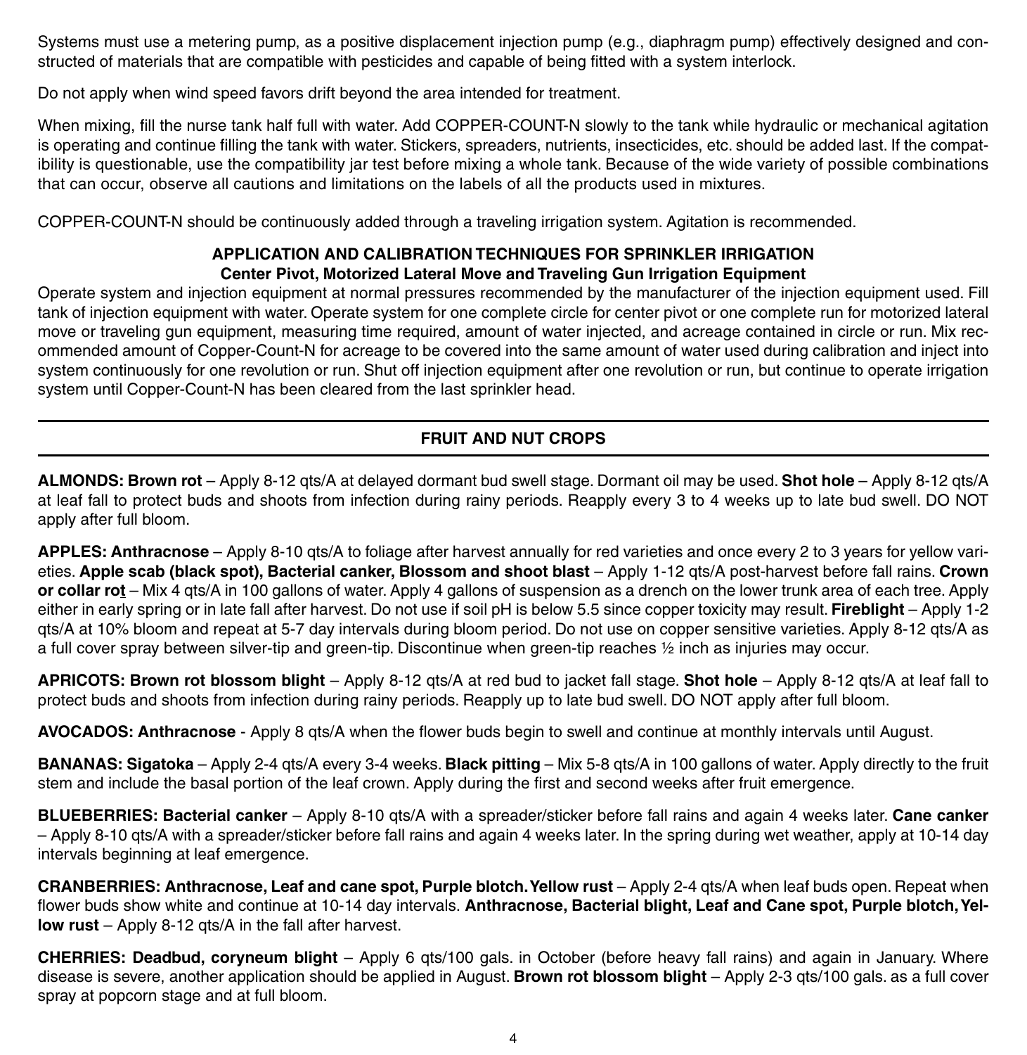Systems must use a metering pump, as a positive displacement injection pump (e.g., diaphragm pump) effectively designed and constructed of materials that are compatible with pesticides and capable of being fitted with a system interlock.

Do not apply when wind speed favors drift beyond the area intended for treatment.

When mixing, fill the nurse tank half full with water. Add COPPER-COUNT-N slowly to the tank while hydraulic or mechanical agitation is operating and continue filling the tank with water. Stickers, spreaders, nutrients, insecticides, etc. should be added last. If the compatibility is questionable, use the compatibility jar test before mixing a whole tank. Because of the wide variety of possible combinations that can occur, observe all cautions and limitations on the labels of all the products used in mixtures.

COPPER-COUNT-N should be continuously added through a traveling irrigation system. Agitation is recommended.

### APPLICATION AND CALIBRATION TECHNIQUES FOR SPRINKLER IRRIGATION
#### Center Pivot, Motorized Lateral Move and Traveling Gun Irrigation Equipment

Operate system and injection equipment at normal pressures recommended by the manufacturer of the injection equipment used. Fill tank of injection equipment with water. Operate system for one complete circle for center pivot or one complete run for motorized lateral move or traveling gun equipment, measuring time required, amount of water injected, and acreage contained in circle or run. Mix recommended amount of Copper-Count-N for acreage to be covered into the same amount of water used during calibration and inject into system continuously for one revolution or run. Shut off injection equipment after one revolution or run, but continue to operate irrigation system until Copper-Count-N has been cleared from the last sprinkler head.

---

## FRUIT AND NUT CROPS

---

**ALMONDS: Brown rot** – Apply 8-12 qts/A at delayed dormant bud swell stage. Dormant oil may be used. **Shot hole** – Apply 8-12 qts/A at leaf fall to protect buds and shoots from infection during rainy periods. Reapply every 3 to 4 weeks up to late bud swell. DO NOT apply after full bloom.

**APPLES: Anthracnose** – Apply 8-10 qts/A to foliage after harvest annually for red varieties and once every 2 to 3 years for yellow varieties. **Apple scab (black spot), Bacterial canker, Blossom and shoot blast** – Apply 1-12 qts/A post-harvest before fall rains. **Crown or collar rot** – Mix 4 qts/A in 100 gallons of water. Apply 4 gallons of suspension as a drench on the lower trunk area of each tree. Apply either in early spring or in late fall after harvest. Do not use if soil pH is below 5.5 since copper toxicity may result. **Fireblight** – Apply 1-2 qts/A at 10% bloom and repeat at 5-7 day intervals during bloom period. Do not use on copper sensitive varieties. Apply 8-12 qts/A as a full cover spray between silver-tip and green-tip. Discontinue when green-tip reaches ½ inch as injuries may occur.

**APRICOTS: Brown rot blossom blight** – Apply 8-12 qts/A at red bud to jacket fall stage. **Shot hole** – Apply 8-12 qts/A at leaf fall to protect buds and shoots from infection during rainy periods. Reapply up to late bud swell. DO NOT apply after full bloom.

**AVOCADOS: Anthracnose** - Apply 8 qts/A when the flower buds begin to swell and continue at monthly intervals until August.

**BANANAS: Sigatoka** – Apply 2-4 qts/A every 3-4 weeks. **Black pitting** – Mix 5-8 qts/A in 100 gallons of water. Apply directly to the fruit stem and include the basal portion of the leaf crown. Apply during the first and second weeks after fruit emergence.

**BLUEBERRIES: Bacterial canker** – Apply 8-10 qts/A with a spreader/sticker before fall rains and again 4 weeks later. **Cane canker** – Apply 8-10 qts/A with a spreader/sticker before fall rains and again 4 weeks later. In the spring during wet weather, apply at 10-14 day intervals beginning at leaf emergence.

**CRANBERRIES: Anthracnose, Leaf and cane spot, Purple blotch. Yellow rust** – Apply 2-4 qts/A when leaf buds open. Repeat when flower buds show white and continue at 10-14 day intervals. **Anthracnose, Bacterial blight, Leaf and Cane spot, Purple blotch, Yellow rust** – Apply 8-12 qts/A in the fall after harvest.

**CHERRIES: Deadbud, coryneum blight** – Apply 6 qts/100 gals. in October (before heavy fall rains) and again in January. Where disease is severe, another application should be applied in August. **Brown rot blossom blight** – Apply 2-3 qts/100 gals. as a full cover spray at popcorn stage and at full bloom.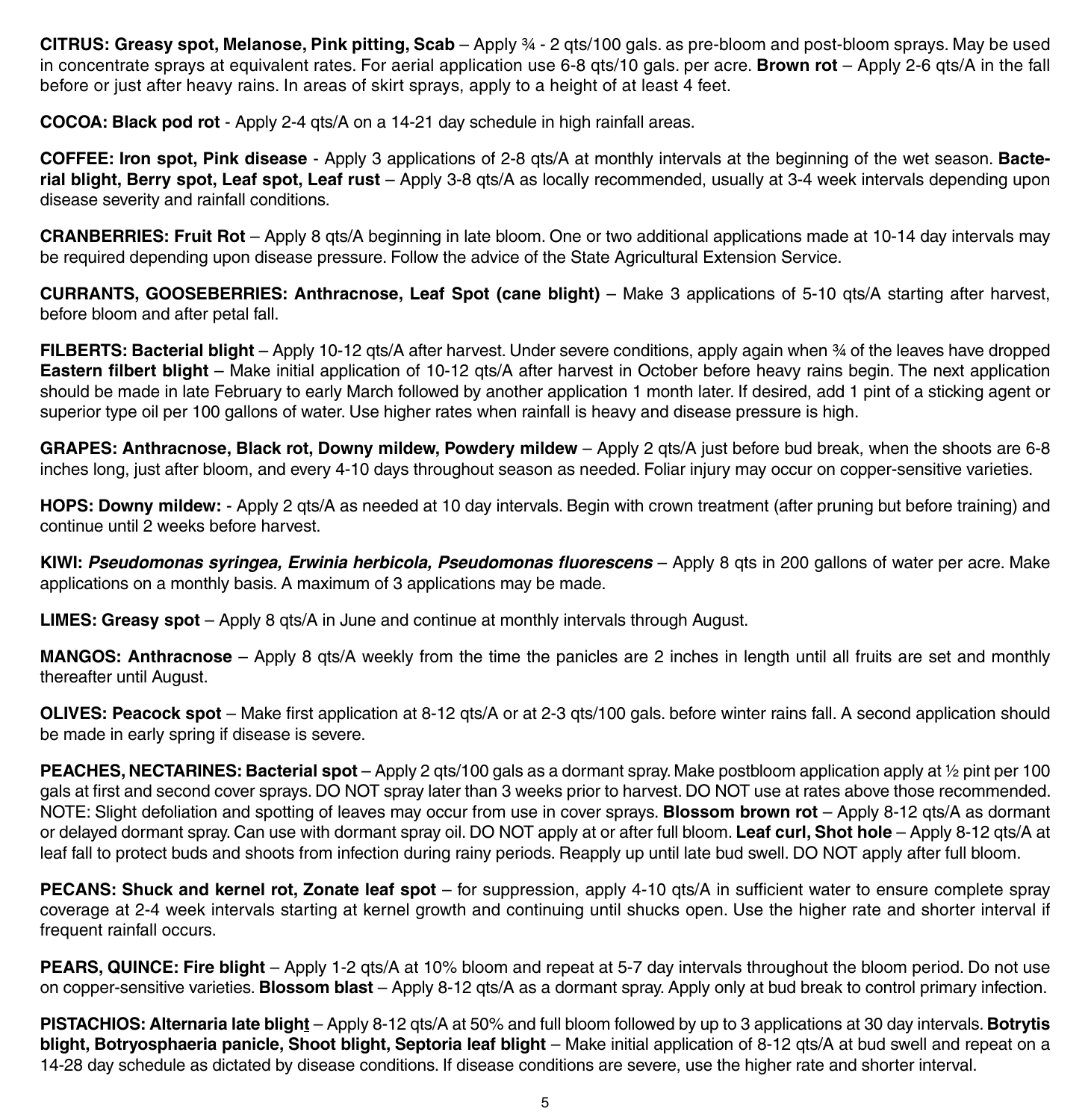**CITRUS: Greasy spot, Melanose, Pink pitting, Scab** – Apply ¾ - 2 qts/100 gals. as pre-bloom and post-bloom sprays. May be used in concentrate sprays at equivalent rates. For aerial application use 6-8 qts/10 gals. per acre. **Brown rot** – Apply 2-6 qts/A in the fall before or just after heavy rains. In areas of skirt sprays, apply to a height of at least 4 feet.

**COCOA: Black pod rot** - Apply 2-4 qts/A on a 14-21 day schedule in high rainfall areas.

**COFFEE: Iron spot, Pink disease** - Apply 3 applications of 2-8 qts/A at monthly intervals at the beginning of the wet season. **Bacterial blight, Berry spot, Leaf spot, Leaf rust** – Apply 3-8 qts/A as locally recommended, usually at 3-4 week intervals depending upon disease severity and rainfall conditions.

**CRANBERRIES: Fruit Rot** – Apply 8 qts/A beginning in late bloom. One or two additional applications made at 10-14 day intervals may be required depending upon disease pressure. Follow the advice of the State Agricultural Extension Service.

**CURRANTS, GOOSEBERRIES: Anthracnose, Leaf Spot (cane blight)** – Make 3 applications of 5-10 qts/A starting after harvest, before bloom and after petal fall.

**FILBERTS: Bacterial blight** – Apply 10-12 qts/A after harvest. Under severe conditions, apply again when ¾ of the leaves have dropped **Eastern filbert blight** – Make initial application of 10-12 qts/A after harvest in October before heavy rains begin. The next application should be made in late February to early March followed by another application 1 month later. If desired, add 1 pint of a sticking agent or superior type oil per 100 gallons of water. Use higher rates when rainfall is heavy and disease pressure is high.

**GRAPES: Anthracnose, Black rot, Downy mildew, Powdery mildew** – Apply 2 qts/A just before bud break, when the shoots are 6-8 inches long, just after bloom, and every 4-10 days throughout season as needed. Foliar injury may occur on copper-sensitive varieties.

**HOPS: Downy mildew:** - Apply 2 qts/A as needed at 10 day intervals. Begin with crown treatment (after pruning but before training) and continue until 2 weeks before harvest.

**KIWI: *Pseudomonas syringea, Erwinia herbicola, Pseudomonas fluorescens*** – Apply 8 qts in 200 gallons of water per acre. Make applications on a monthly basis. A maximum of 3 applications may be made.

**LIMES: Greasy spot** – Apply 8 qts/A in June and continue at monthly intervals through August.

**MANGOS: Anthracnose** – Apply 8 qts/A weekly from the time the panicles are 2 inches in length until all fruits are set and monthly thereafter until August.

**OLIVES: Peacock spot** – Make first application at 8-12 qts/A or at 2-3 qts/100 gals. before winter rains fall. A second application should be made in early spring if disease is severe.

**PEACHES, NECTARINES: Bacterial spot** – Apply 2 qts/100 gals as a dormant spray. Make postbloom application apply at ½ pint per 100 gals at first and second cover sprays. DO NOT spray later than 3 weeks prior to harvest. DO NOT use at rates above those recommended. NOTE: Slight defoliation and spotting of leaves may occur from use in cover sprays. **Blossom brown rot** – Apply 8-12 qts/A as dormant or delayed dormant spray. Can use with dormant spray oil. DO NOT apply at or after full bloom. **Leaf curl, Shot hole** – Apply 8-12 qts/A at leaf fall to protect buds and shoots from infection during rainy periods. Reapply up until late bud swell. DO NOT apply after full bloom.

**PECANS: Shuck and kernel rot, Zonate leaf spot** – for suppression, apply 4-10 qts/A in sufficient water to ensure complete spray coverage at 2-4 week intervals starting at kernel growth and continuing until shucks open. Use the higher rate and shorter interval if frequent rainfall occurs.

**PEARS, QUINCE: Fire blight** – Apply 1-2 qts/A at 10% bloom and repeat at 5-7 day intervals throughout the bloom period. Do not use on copper-sensitive varieties. **Blossom blast** – Apply 8-12 qts/A as a dormant spray. Apply only at bud break to control primary infection.

**PISTACHIOS: Alternaria late blight** – Apply 8-12 qts/A at 50% and full bloom followed by up to 3 applications at 30 day intervals. **Botrytis blight, Botryosphaeria panicle, Shoot blight, Septoria leaf blight** – Make initial application of 8-12 qts/A at bud swell and repeat on a 14-28 day schedule as dictated by disease conditions. If disease conditions are severe, use the higher rate and shorter interval.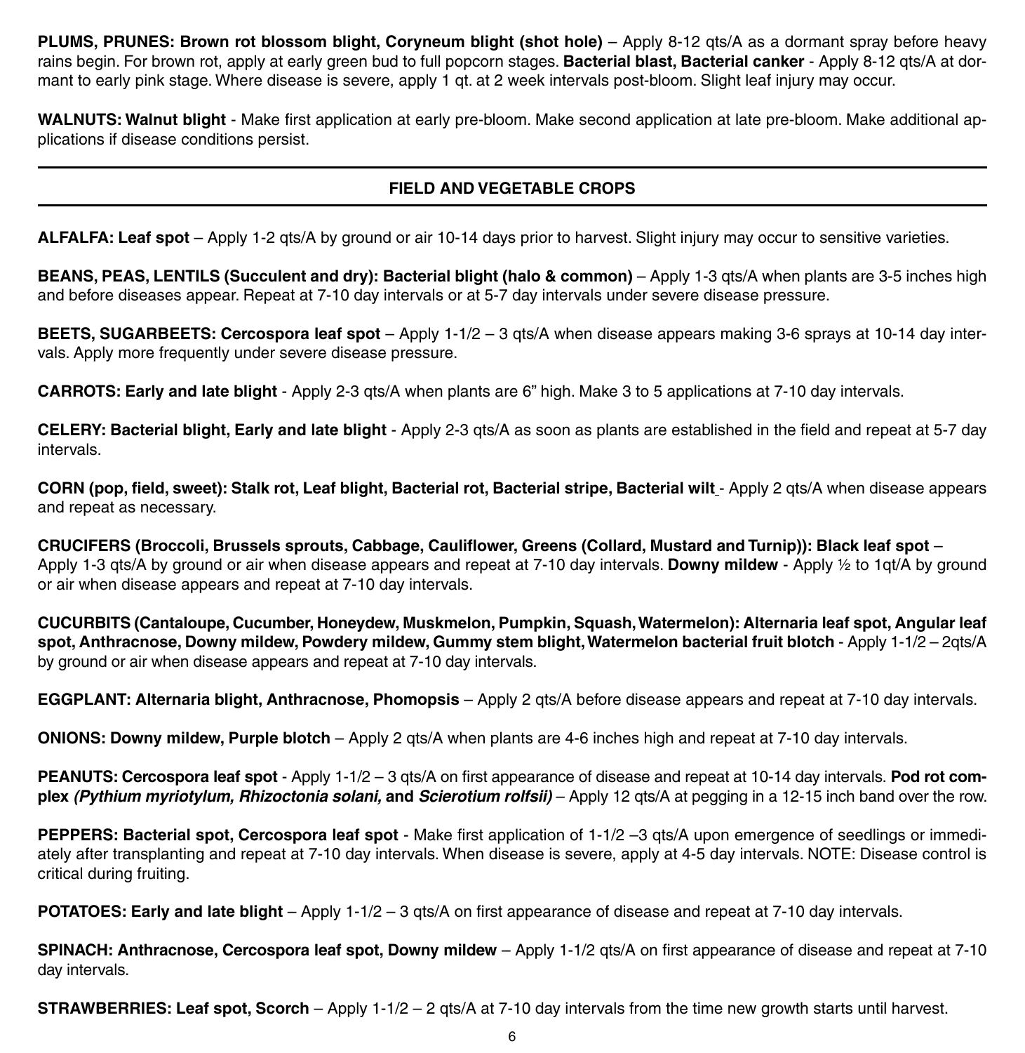**PLUMS, PRUNES: Brown rot blossom blight, Coryneum blight (shot hole)** – Apply 8-12 qts/A as a dormant spray before heavy rains begin. For brown rot, apply at early green bud to full popcorn stages. **Bacterial blast, Bacterial canker** - Apply 8-12 qts/A at dormant to early pink stage. Where disease is severe, apply 1 qt. at 2 week intervals post-bloom. Slight leaf injury may occur.

**WALNUTS: Walnut blight** - Make first application at early pre-bloom. Make second application at late pre-bloom. Make additional applications if disease conditions persist.

## FIELD AND VEGETABLE CROPS

**ALFALFA: Leaf spot** – Apply 1-2 qts/A by ground or air 10-14 days prior to harvest. Slight injury may occur to sensitive varieties.

**BEANS, PEAS, LENTILS (Succulent and dry): Bacterial blight (halo & common)** – Apply 1-3 qts/A when plants are 3-5 inches high and before diseases appear. Repeat at 7-10 day intervals or at 5-7 day intervals under severe disease pressure.

**BEETS, SUGARBEETS: Cercospora leaf spot** – Apply 1-1/2 – 3 qts/A when disease appears making 3-6 sprays at 10-14 day intervals. Apply more frequently under severe disease pressure.

**CARROTS: Early and late blight** - Apply 2-3 qts/A when plants are 6" high. Make 3 to 5 applications at 7-10 day intervals.

**CELERY: Bacterial blight, Early and late blight** - Apply 2-3 qts/A as soon as plants are established in the field and repeat at 5-7 day intervals.

**CORN (pop, field, sweet): Stalk rot, Leaf blight, Bacterial rot, Bacterial stripe, Bacterial wilt** - Apply 2 qts/A when disease appears and repeat as necessary.

**CRUCIFERS (Broccoli, Brussels sprouts, Cabbage, Cauliflower, Greens (Collard, Mustard and Turnip)): Black leaf spot** – Apply 1-3 qts/A by ground or air when disease appears and repeat at 7-10 day intervals. **Downy mildew** - Apply ½ to 1qt/A by ground or air when disease appears and repeat at 7-10 day intervals.

**CUCURBITS (Cantaloupe, Cucumber, Honeydew, Muskmelon, Pumpkin, Squash, Watermelon): Alternaria leaf spot, Angular leaf spot, Anthracnose, Downy mildew, Powdery mildew, Gummy stem blight, Watermelon bacterial fruit blotch** - Apply 1-1/2 – 2qts/A by ground or air when disease appears and repeat at 7-10 day intervals.

**EGGPLANT: Alternaria blight, Anthracnose, Phomopsis** – Apply 2 qts/A before disease appears and repeat at 7-10 day intervals.

**ONIONS: Downy mildew, Purple blotch** – Apply 2 qts/A when plants are 4-6 inches high and repeat at 7-10 day intervals.

**PEANUTS: Cercospora leaf spot** - Apply 1-1/2 – 3 qts/A on first appearance of disease and repeat at 10-14 day intervals. **Pod rot complex *(Pythium myriotylum, Rhizoctonia solani,* and *Scierotium rolfsii)*** – Apply 12 qts/A at pegging in a 12-15 inch band over the row.

**PEPPERS: Bacterial spot, Cercospora leaf spot** - Make first application of 1-1/2 –3 qts/A upon emergence of seedlings or immediately after transplanting and repeat at 7-10 day intervals. When disease is severe, apply at 4-5 day intervals. NOTE: Disease control is critical during fruiting.

**POTATOES: Early and late blight** – Apply 1-1/2 – 3 qts/A on first appearance of disease and repeat at 7-10 day intervals.

**SPINACH: Anthracnose, Cercospora leaf spot, Downy mildew** – Apply 1-1/2 qts/A on first appearance of disease and repeat at 7-10 day intervals.

**STRAWBERRIES: Leaf spot, Scorch** – Apply 1-1/2 – 2 qts/A at 7-10 day intervals from the time new growth starts until harvest.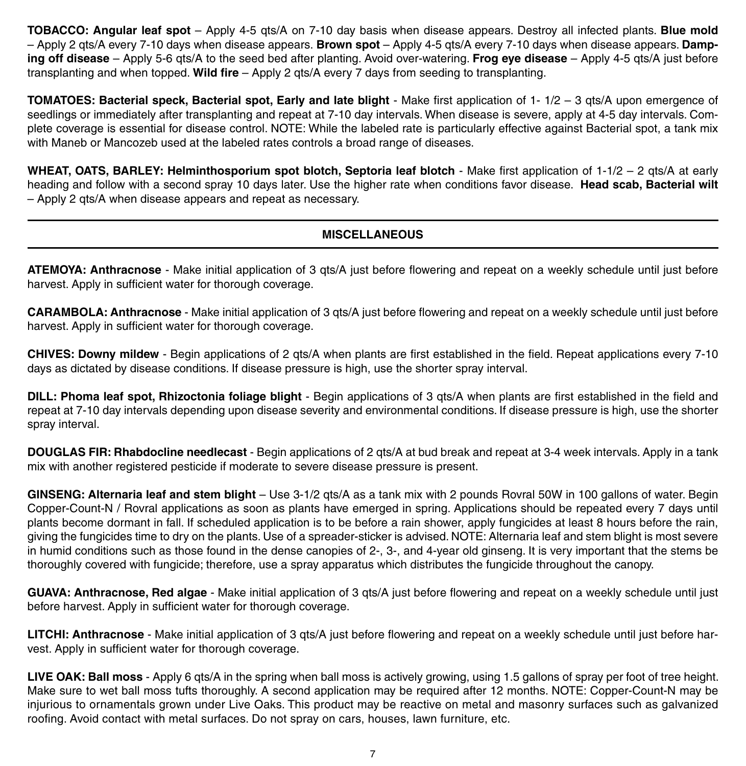**TOBACCO: Angular leaf spot** – Apply 4-5 qts/A on 7-10 day basis when disease appears. Destroy all infected plants. **Blue mold** – Apply 2 qts/A every 7-10 days when disease appears. **Brown spot** – Apply 4-5 qts/A every 7-10 days when disease appears. **Damping off disease** – Apply 5-6 qts/A to the seed bed after planting. Avoid over-watering. **Frog eye disease** – Apply 4-5 qts/A just before transplanting and when topped. **Wild fire** – Apply 2 qts/A every 7 days from seeding to transplanting.

**TOMATOES: Bacterial speck, Bacterial spot, Early and late blight** - Make first application of 1- 1/2 – 3 qts/A upon emergence of seedlings or immediately after transplanting and repeat at 7-10 day intervals. When disease is severe, apply at 4-5 day intervals. Complete coverage is essential for disease control. NOTE: While the labeled rate is particularly effective against Bacterial spot, a tank mix with Maneb or Mancozeb used at the labeled rates controls a broad range of diseases.

**WHEAT, OATS, BARLEY: Helminthosporium spot blotch, Septoria leaf blotch** - Make first application of 1-1/2 – 2 qts/A at early heading and follow with a second spray 10 days later. Use the higher rate when conditions favor disease. **Head scab, Bacterial wilt** – Apply 2 qts/A when disease appears and repeat as necessary.

## MISCELLANEOUS

**ATEMOYA: Anthracnose** - Make initial application of 3 qts/A just before flowering and repeat on a weekly schedule until just before harvest. Apply in sufficient water for thorough coverage.

**CARAMBOLA: Anthracnose** - Make initial application of 3 qts/A just before flowering and repeat on a weekly schedule until just before harvest. Apply in sufficient water for thorough coverage.

**CHIVES: Downy mildew** - Begin applications of 2 qts/A when plants are first established in the field. Repeat applications every 7-10 days as dictated by disease conditions. If disease pressure is high, use the shorter spray interval.

**DILL: Phoma leaf spot, Rhizoctonia foliage blight** - Begin applications of 3 qts/A when plants are first established in the field and repeat at 7-10 day intervals depending upon disease severity and environmental conditions. If disease pressure is high, use the shorter spray interval.

**DOUGLAS FIR: Rhabdocline needlecast** - Begin applications of 2 qts/A at bud break and repeat at 3-4 week intervals. Apply in a tank mix with another registered pesticide if moderate to severe disease pressure is present.

**GINSENG: Alternaria leaf and stem blight** – Use 3-1/2 qts/A as a tank mix with 2 pounds Rovral 50W in 100 gallons of water. Begin Copper-Count-N / Rovral applications as soon as plants have emerged in spring. Applications should be repeated every 7 days until plants become dormant in fall. If scheduled application is to be before a rain shower, apply fungicides at least 8 hours before the rain, giving the fungicides time to dry on the plants. Use of a spreader-sticker is advised. NOTE: Alternaria leaf and stem blight is most severe in humid conditions such as those found in the dense canopies of 2-, 3-, and 4-year old ginseng. It is very important that the stems be thoroughly covered with fungicide; therefore, use a spray apparatus which distributes the fungicide throughout the canopy.

**GUAVA: Anthracnose, Red algae** - Make initial application of 3 qts/A just before flowering and repeat on a weekly schedule until just before harvest. Apply in sufficient water for thorough coverage.

**LITCHI: Anthracnose** - Make initial application of 3 qts/A just before flowering and repeat on a weekly schedule until just before harvest. Apply in sufficient water for thorough coverage.

**LIVE OAK: Ball moss** - Apply 6 qts/A in the spring when ball moss is actively growing, using 1.5 gallons of spray per foot of tree height. Make sure to wet ball moss tufts thoroughly. A second application may be required after 12 months. NOTE: Copper-Count-N may be injurious to ornamentals grown under Live Oaks. This product may be reactive on metal and masonry surfaces such as galvanized roofing. Avoid contact with metal surfaces. Do not spray on cars, houses, lawn furniture, etc.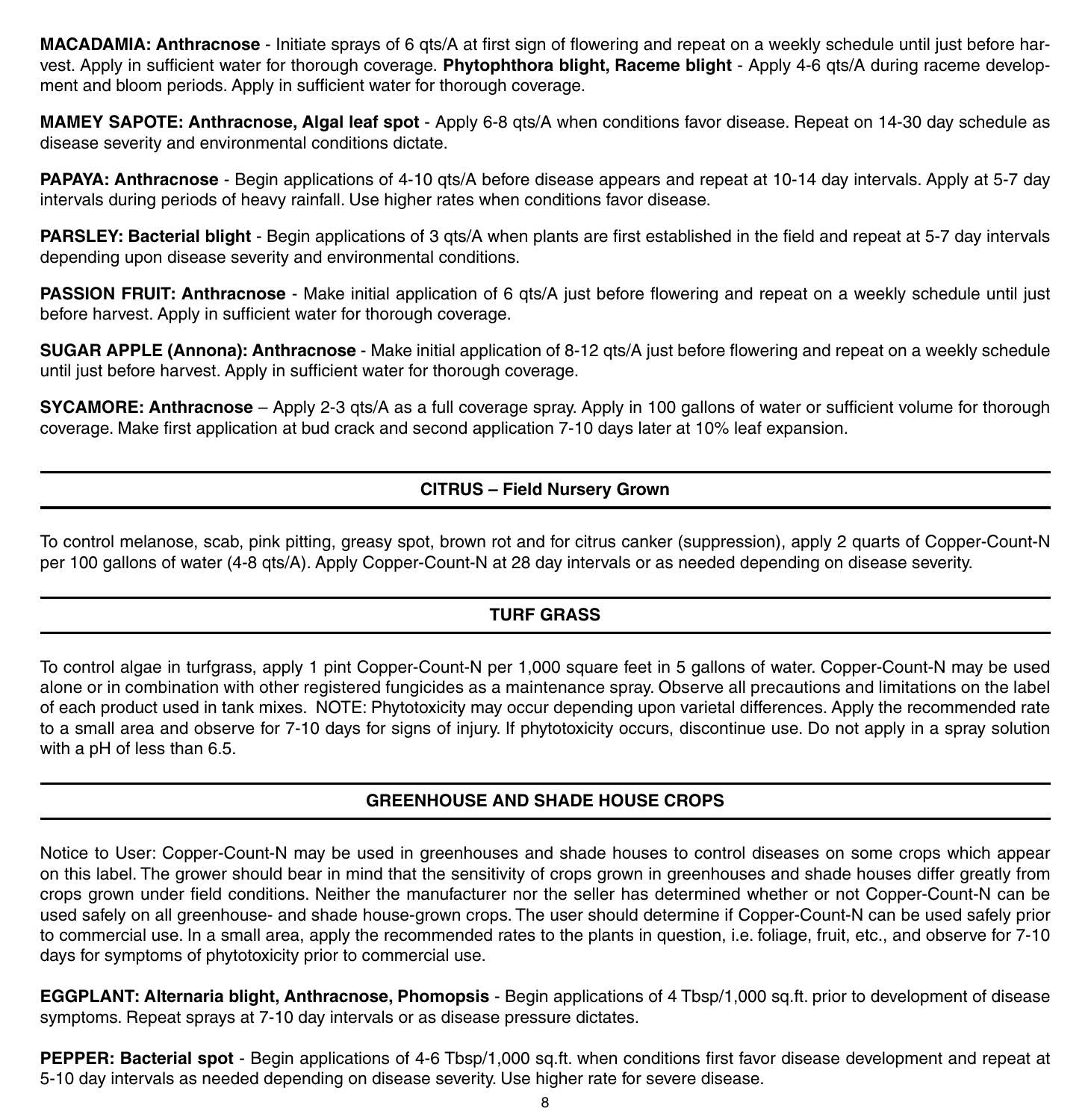**MACADAMIA: Anthracnose** - Initiate sprays of 6 qts/A at first sign of flowering and repeat on a weekly schedule until just before harvest. Apply in sufficient water for thorough coverage. **Phytophthora blight, Raceme blight** - Apply 4-6 qts/A during raceme development and bloom periods. Apply in sufficient water for thorough coverage.

**MAMEY SAPOTE: Anthracnose, Algal leaf spot** - Apply 6-8 qts/A when conditions favor disease. Repeat on 14-30 day schedule as disease severity and environmental conditions dictate.

**PAPAYA: Anthracnose** - Begin applications of 4-10 qts/A before disease appears and repeat at 10-14 day intervals. Apply at 5-7 day intervals during periods of heavy rainfall. Use higher rates when conditions favor disease.

**PARSLEY: Bacterial blight** - Begin applications of 3 qts/A when plants are first established in the field and repeat at 5-7 day intervals depending upon disease severity and environmental conditions.

**PASSION FRUIT: Anthracnose** - Make initial application of 6 qts/A just before flowering and repeat on a weekly schedule until just before harvest. Apply in sufficient water for thorough coverage.

**SUGAR APPLE (Annona): Anthracnose** - Make initial application of 8-12 qts/A just before flowering and repeat on a weekly schedule until just before harvest. Apply in sufficient water for thorough coverage.

**SYCAMORE: Anthracnose** – Apply 2-3 qts/A as a full coverage spray. Apply in 100 gallons of water or sufficient volume for thorough coverage. Make first application at bud crack and second application 7-10 days later at 10% leaf expansion.

## CITRUS – Field Nursery Grown

To control melanose, scab, pink pitting, greasy spot, brown rot and for citrus canker (suppression), apply 2 quarts of Copper-Count-N per 100 gallons of water (4-8 qts/A). Apply Copper-Count-N at 28 day intervals or as needed depending on disease severity.

## TURF GRASS

To control algae in turfgrass, apply 1 pint Copper-Count-N per 1,000 square feet in 5 gallons of water. Copper-Count-N may be used alone or in combination with other registered fungicides as a maintenance spray. Observe all precautions and limitations on the label of each product used in tank mixes. NOTE: Phytotoxicity may occur depending upon varietal differences. Apply the recommended rate to a small area and observe for 7-10 days for signs of injury. If phytotoxicity occurs, discontinue use. Do not apply in a spray solution with a pH of less than 6.5.

## GREENHOUSE AND SHADE HOUSE CROPS

Notice to User: Copper-Count-N may be used in greenhouses and shade houses to control diseases on some crops which appear on this label. The grower should bear in mind that the sensitivity of crops grown in greenhouses and shade houses differ greatly from crops grown under field conditions. Neither the manufacturer nor the seller has determined whether or not Copper-Count-N can be used safely on all greenhouse- and shade house-grown crops. The user should determine if Copper-Count-N can be used safely prior to commercial use. In a small area, apply the recommended rates to the plants in question, i.e. foliage, fruit, etc., and observe for 7-10 days for symptoms of phytotoxicity prior to commercial use.

**EGGPLANT: Alternaria blight, Anthracnose, Phomopsis** - Begin applications of 4 Tbsp/1,000 sq.ft. prior to development of disease symptoms. Repeat sprays at 7-10 day intervals or as disease pressure dictates.

**PEPPER: Bacterial spot** - Begin applications of 4-6 Tbsp/1,000 sq.ft. when conditions first favor disease development and repeat at 5-10 day intervals as needed depending on disease severity. Use higher rate for severe disease.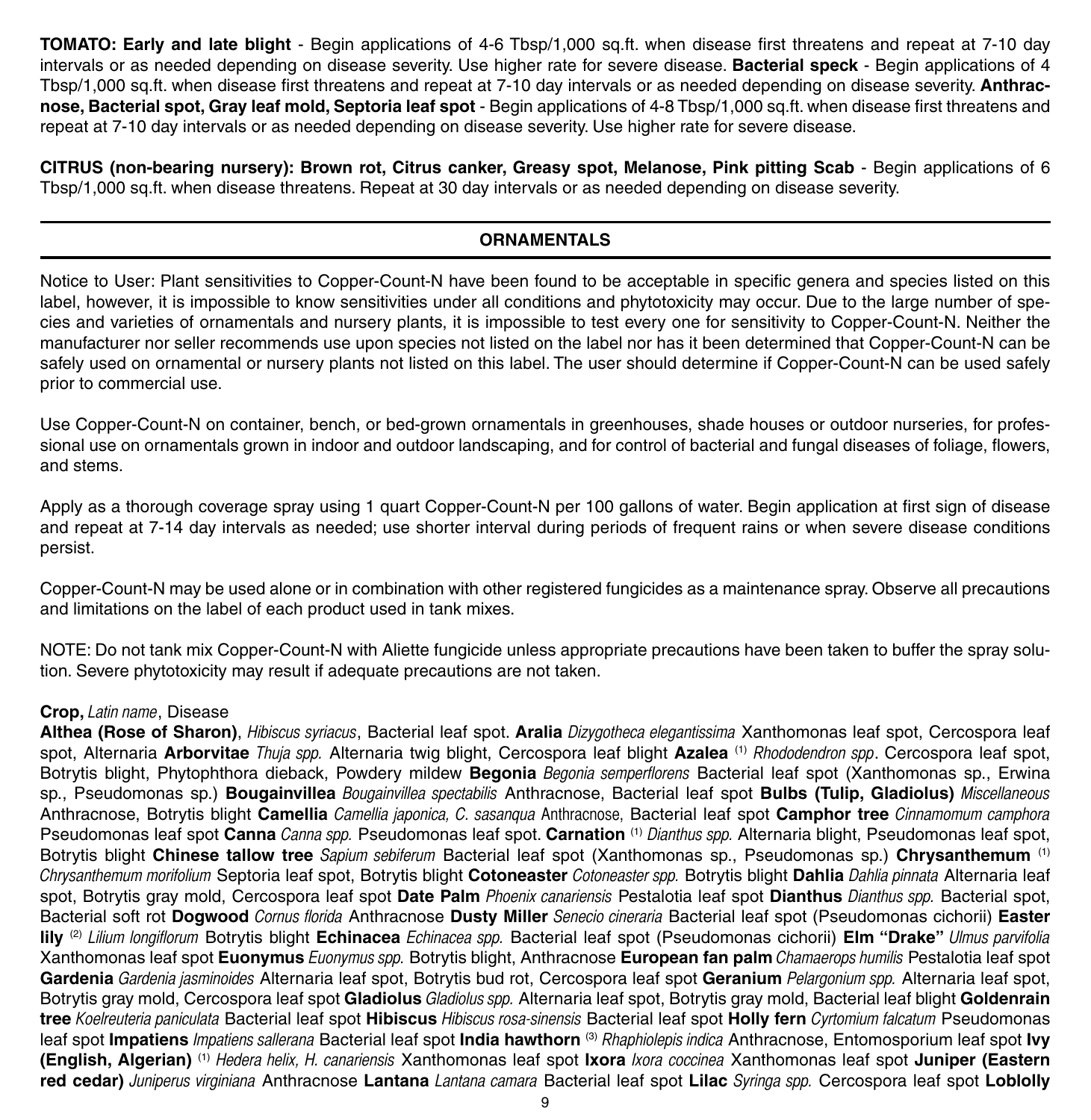**TOMATO: Early and late blight** - Begin applications of 4-6 Tbsp/1,000 sq.ft. when disease first threatens and repeat at 7-10 day intervals or as needed depending on disease severity. Use higher rate for severe disease. **Bacterial speck** - Begin applications of 4 Tbsp/1,000 sq.ft. when disease first threatens and repeat at 7-10 day intervals or as needed depending on disease severity. **Anthracnose, Bacterial spot, Gray leaf mold, Septoria leaf spot** - Begin applications of 4-8 Tbsp/1,000 sq.ft. when disease first threatens and repeat at 7-10 day intervals or as needed depending on disease severity. Use higher rate for severe disease.

**CITRUS (non-bearing nursery): Brown rot, Citrus canker, Greasy spot, Melanose, Pink pitting Scab** - Begin applications of 6 Tbsp/1,000 sq.ft. when disease threatens. Repeat at 30 day intervals or as needed depending on disease severity.

## ORNAMENTALS

Notice to User: Plant sensitivities to Copper-Count-N have been found to be acceptable in specific genera and species listed on this label, however, it is impossible to know sensitivities under all conditions and phytotoxicity may occur. Due to the large number of species and varieties of ornamentals and nursery plants, it is impossible to test every one for sensitivity to Copper-Count-N. Neither the manufacturer nor seller recommends use upon species not listed on the label nor has it been determined that Copper-Count-N can be safely used on ornamental or nursery plants not listed on this label. The user should determine if Copper-Count-N can be used safely prior to commercial use.

Use Copper-Count-N on container, bench, or bed-grown ornamentals in greenhouses, shade houses or outdoor nurseries, for professional use on ornamentals grown in indoor and outdoor landscaping, and for control of bacterial and fungal diseases of foliage, flowers, and stems.

Apply as a thorough coverage spray using 1 quart Copper-Count-N per 100 gallons of water. Begin application at first sign of disease and repeat at 7-14 day intervals as needed; use shorter interval during periods of frequent rains or when severe disease conditions persist.

Copper-Count-N may be used alone or in combination with other registered fungicides as a maintenance spray. Observe all precautions and limitations on the label of each product used in tank mixes.

NOTE: Do not tank mix Copper-Count-N with Aliette fungicide unless appropriate precautions have been taken to buffer the spray solution. Severe phytotoxicity may result if adequate precautions are not taken.

**Crop,** *Latin name*, Disease

**Althea (Rose of Sharon)**, *Hibiscus syriacus*, Bacterial leaf spot. **Aralia** *Dizygotheca elegantissima* Xanthomonas leaf spot, Cercospora leaf spot, Alternaria **Arborvitae** *Thuja spp.* Alternaria twig blight, Cercospora leaf blight **Azalea** (1) *Rhododendron spp*. Cercospora leaf spot, Botrytis blight, Phytophthora dieback, Powdery mildew **Begonia** *Begonia semperflorens* Bacterial leaf spot (Xanthomonas sp., Erwina sp., Pseudomonas sp.) **Bougainvillea** *Bougainvillea spectabilis* Anthracnose, Bacterial leaf spot **Bulbs (Tulip, Gladiolus)** *Miscellaneous* Anthracnose, Botrytis blight **Camellia** *Camellia japonica, C. sasanqua* Anthracnose, Bacterial leaf spot **Camphor tree** *Cinnamomum camphora* Pseudomonas leaf spot **Canna** *Canna spp.* Pseudomonas leaf spot. **Carnation** (1) *Dianthus spp.* Alternaria blight, Pseudomonas leaf spot, Botrytis blight **Chinese tallow tree** *Sapium sebiferum* Bacterial leaf spot (Xanthomonas sp., Pseudomonas sp.) **Chrysanthemum** (1) *Chrysanthemum morifolium* Septoria leaf spot, Botrytis blight **Cotoneaster** *Cotoneaster spp.* Botrytis blight **Dahlia** *Dahlia pinnata* Alternaria leaf spot, Botrytis gray mold, Cercospora leaf spot **Date Palm** *Phoenix canariensis* Pestalotia leaf spot **Dianthus** *Dianthus spp.* Bacterial spot, Bacterial soft rot **Dogwood** *Cornus florida* Anthracnose **Dusty Miller** *Senecio cineraria* Bacterial leaf spot (Pseudomonas cichorii) **Easter lily** (2) *Lilium longiflorum* Botrytis blight **Echinacea** *Echinacea spp.* Bacterial leaf spot (Pseudomonas cichorii) **Elm "Drake"** *Ulmus parvifolia* Xanthomonas leaf spot **Euonymus** *Euonymus spp.* Botrytis blight, Anthracnose **European fan palm** *Chamaerops humilis* Pestalotia leaf spot **Gardenia** *Gardenia jasminoides* Alternaria leaf spot, Botrytis bud rot, Cercospora leaf spot **Geranium** *Pelargonium spp.* Alternaria leaf spot, Botrytis gray mold, Cercospora leaf spot **Gladiolus** *Gladiolus spp.* Alternaria leaf spot, Botrytis gray mold, Bacterial leaf blight **Goldenrain tree** *Koelreuteria paniculata* Bacterial leaf spot **Hibiscus** *Hibiscus rosa-sinensis* Bacterial leaf spot **Holly fern** *Cyrtomium falcatum* Pseudomonas leaf spot **Impatiens** *Impatiens sallerana* Bacterial leaf spot **India hawthorn** (3) *Rhaphiolepis indica* Anthracnose, Entomosporium leaf spot **Ivy (English, Algerian)** (1) *Hedera helix, H. canariensis* Xanthomonas leaf spot **Ixora** *Ixora coccinea* Xanthomonas leaf spot **Juniper (Eastern red cedar)** *Juniperus virginiana* Anthracnose **Lantana** *Lantana camara* Bacterial leaf spot **Lilac** *Syringa spp.* Cercospora leaf spot **Loblolly**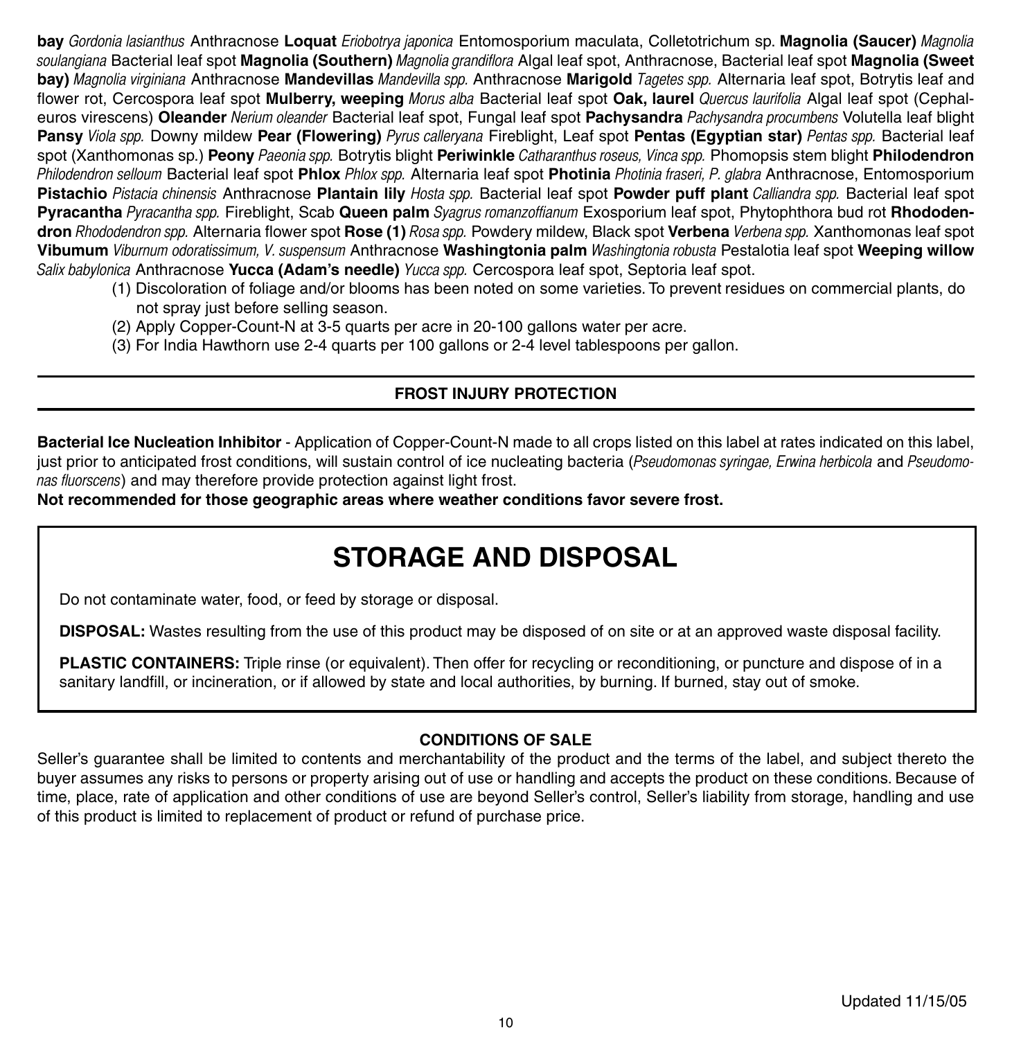**bay** *Gordonia lasianthus* Anthracnose **Loquat** *Eriobotrya japonica* Entomosporium maculata, Colletotrichum sp. **Magnolia (Saucer)** *Magnolia soulangiana* Bacterial leaf spot **Magnolia (Southern)** *Magnolia grandiflora* Algal leaf spot, Anthracnose, Bacterial leaf spot **Magnolia (Sweet bay)** *Magnolia virginiana* Anthracnose **Mandevillas** *Mandevilla spp.* Anthracnose **Marigold** *Tagetes spp.* Alternaria leaf spot, Botrytis leaf and flower rot, Cercospora leaf spot **Mulberry, weeping** *Morus alba* Bacterial leaf spot **Oak, laurel** *Quercus laurifolia* Algal leaf spot (Cephaleuros virescens) **Oleander** *Nerium oleander* Bacterial leaf spot, Fungal leaf spot **Pachysandra** *Pachysandra procumbens* Volutella leaf blight **Pansy** *Viola spp.* Downy mildew **Pear (Flowering)** *Pyrus calleryana* Fireblight, Leaf spot **Pentas (Egyptian star)** *Pentas spp.* Bacterial leaf spot (Xanthomonas sp.) **Peony** *Paeonia spp.* Botrytis blight **Periwinkle** *Catharanthus roseus, Vinca spp.* Phomopsis stem blight **Philodendron** *Philodendron selloum* Bacterial leaf spot **Phlox** *Phlox spp.* Alternaria leaf spot **Photinia** *Photinia fraseri, P. glabra* Anthracnose, Entomosporium **Pistachio** *Pistacia chinensis* Anthracnose **Plantain lily** *Hosta spp.* Bacterial leaf spot **Powder puff plant** *Calliandra spp.* Bacterial leaf spot **Pyracantha** *Pyracantha spp.* Fireblight, Scab **Queen palm** *Syagrus romanzoffianum* Exosporium leaf spot, Phytophthora bud rot **Rhododendron** *Rhododendron spp.* Alternaria flower spot **Rose (1)** *Rosa spp.* Powdery mildew, Black spot **Verbena** *Verbena spp.* Xanthomonas leaf spot **Vibumum** *Viburnum odoratissimum, V. suspensum* Anthracnose **Washingtonia palm** *Washingtonia robusta* Pestalotia leaf spot **Weeping willow** *Salix babylonica* Anthracnose **Yucca (Adam's needle)** *Yucca spp.* Cercospora leaf spot, Septoria leaf spot.

(1) Discoloration of foliage and/or blooms has been noted on some varieties. To prevent residues on commercial plants, do not spray just before selling season.
(2) Apply Copper-Count-N at 3-5 quarts per acre in 20-100 gallons water per acre.
(3) For India Hawthorn use 2-4 quarts per 100 gallons or 2-4 level tablespoons per gallon.

## FROST INJURY PROTECTION

**Bacterial Ice Nucleation Inhibitor** - Application of Copper-Count-N made to all crops listed on this label at rates indicated on this label, just prior to anticipated frost conditions, will sustain control of ice nucleating bacteria (*Pseudomonas syringae, Erwina herbicola* and *Pseudomonas fluorscens*) and may therefore provide protection against light frost.

**Not recommended for those geographic areas where weather conditions favor severe frost.**

# STORAGE AND DISPOSAL

Do not contaminate water, food, or feed by storage or disposal.

**DISPOSAL:** Wastes resulting from the use of this product may be disposed of on site or at an approved waste disposal facility.

**PLASTIC CONTAINERS:** Triple rinse (or equivalent). Then offer for recycling or reconditioning, or puncture and dispose of in a sanitary landfill, or incineration, or if allowed by state and local authorities, by burning. If burned, stay out of smoke.

## CONDITIONS OF SALE

Seller's guarantee shall be limited to contents and merchantability of the product and the terms of the label, and subject thereto the buyer assumes any risks to persons or property arising out of use or handling and accepts the product on these conditions. Because of time, place, rate of application and other conditions of use are beyond Seller's control, Seller's liability from storage, handling and use of this product is limited to replacement of product or refund of purchase price.

Updated 11/15/05